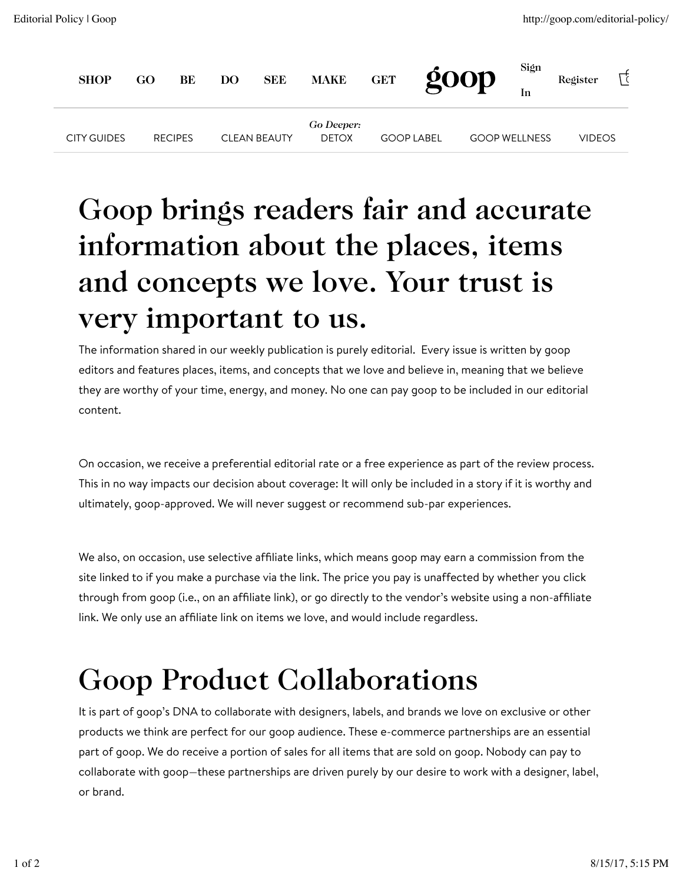SHOP GO BE DO SEE MAKE GET **goop** Sign In Register

CITY GUIDES RECIPES CLEAN BEAUTY *Go Deeper:* DETOX GOOP LABEL GOOP WELLNESS VIDEOS

# Goop brings readers fair and accurate information about the places, items and concepts we love. Your trust is very important to us.

The information shared in our weekly publication is purely editorial. Every issue is written by goop editors and features places, items, and concepts that we love and believe in, meaning that we believe they are worthy of your time, energy, and money. No one can pay goop to be included in our editorial content.

On occasion, we receive a preferential editorial rate or a free experience as part of the review process. This in no way impacts our decision about coverage: It will only be included in a story if it is worthy and ultimately, goop-approved. We will never suggest or recommend sub-par experiences.

We also, on occasion, use selective affiliate links, which means goop may earn a commission from the site linked to if you make a purchase via the link. The price you pay is unaffected by whether you click through from goop (i.e., on an affiliate link), or go directly to the vendor's website using a non-affiliate link. We only use an affiliate link on items we love, and would include regardless.

# Goop Product Collaborations

It is part of goop's DNA to collaborate with designers, labels, and brands we love on exclusive or other products we think are perfect for our goop audience. These e-commerce partnerships are an essential part of goop. We do receive a portion of sales for all items that are sold on goop. Nobody can pay to collaborate with goop—these partnerships are driven purely by our desire to work with a designer, label, or brand.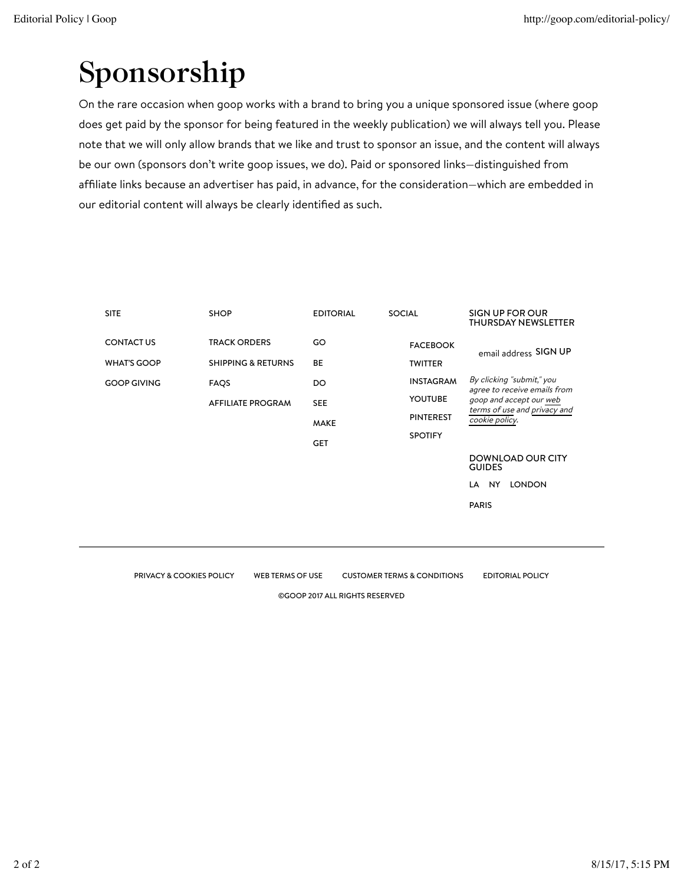# Sponsorship

On the rare occasion when goop works with a brand to bring you a unique sponsored issue (where goop does get paid by the sponsor for being featured in the weekly publication) we will always tell you. Please note that we will only allow brands that we like and trust to sponsor an issue, and the content will always be our own (sponsors don't write goop issues, we do). Paid or sponsored links—distinguished from affiliate links because an advertiser has paid, in advance, for the consideration—which are embedded in our editorial content will always be clearly identified as such.

SITE

- CONTACT US
- WHAT'S GOOP
- GOOP GIVING

SHOP

- TRACK ORDERS
- SHIPPING & RETURNS
- FAQS
- AFFILIATE PROGRAM

EDITORIAL

- GO
- BE
- DO
- SEE
- MAKE
- GET

SOCIAL

- FACEBOOK
- TWITTER
- INSTAGRAM
- YOUTUBE
- PINTEREST
- SPOTIFY

SIGN UP FOR OUR THURSDAY NEWSLETTER

email address SIGN UP

*By clicking "submit," you agree to receive emails from goop and accept our web terms of use and privacy and cookie policy.*

DOWNLOAD OUR CITY GUIDES

LA NY LONDON

PARIS

---

PRIVACY & COOKIES POLICY    WEB TERMS OF USE    CUSTOMER TERMS & CONDITIONS    EDITORIAL POLICY

©GOOP 2017 ALL RIGHTS RESERVED